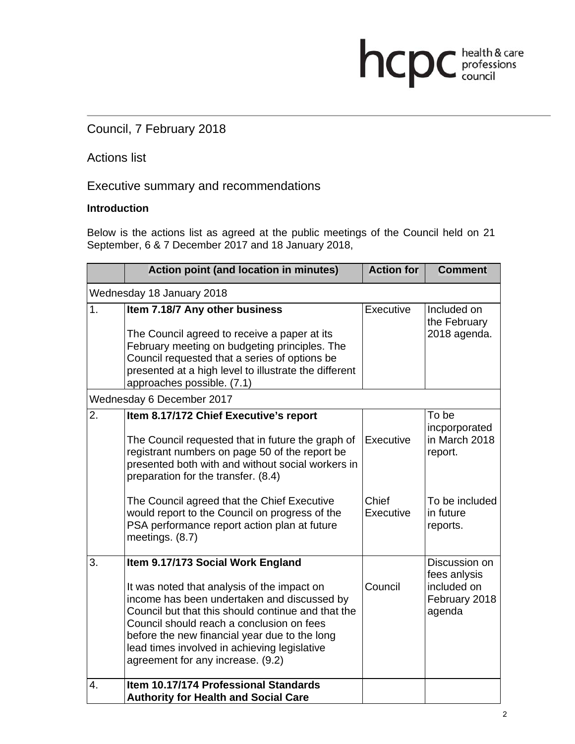Council, 7 February 2018

Actions list

## Executive summary and recommendations

**Introduction**

Below is the actions list as agreed at the public meetings of the Council held on 21 September, 6 & 7 December 2017 and 18 January 2018,

| | Action point (and location in minutes) | Action for | Comment |
|---|---|---|---|
| Wednesday 18 January 2018 | | | |
| 1. | **Item 7.18/7 Any other business**<br><br>The Council agreed to receive a paper at its February meeting on budgeting principles. The Council requested that a series of options be presented at a high level to illustrate the different approaches possible. (7.1) | Executive | Included on the February 2018 agenda. |
| Wednesday 6 December 2017 | | | |
| 2. | **Item 8.17/172 Chief Executive's report**<br><br>The Council requested that in future the graph of registrant numbers on page 50 of the report be presented both with and without social workers in preparation for the transfer. (8.4)<br><br>The Council agreed that the Chief Executive would report to the Council on progress of the PSA performance report action plan at future meetings. (8.7) | Executive<br><br>Chief Executive | To be incporporated in March 2018 report.<br><br>To be included in future reports. |
| 3. | **Item 9.17/173 Social Work England**<br><br>It was noted that analysis of the impact on income has been undertaken and discussed by Council but that this should continue and that the Council should reach a conclusion on fees before the new financial year due to the long lead times involved in achieving legislative agreement for any increase. (9.2) | Council | Discussion on fees anlysis included on February 2018 agenda |
| 4. | **Item 10.17/174 Professional Standards Authority for Health and Social Care** | | |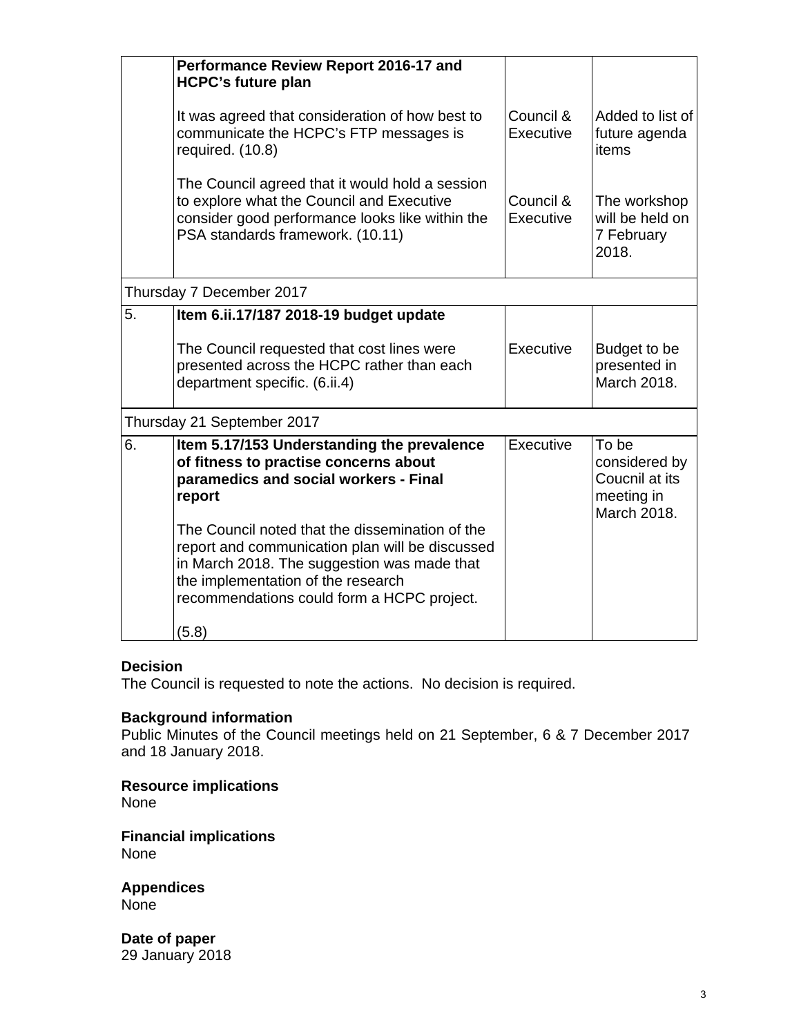| | | | |
|---|---|---|---|
| | **Performance Review Report 2016-17 and HCPC's future plan**<br><br>It was agreed that consideration of how best to communicate the HCPC's FTP messages is required. (10.8) | Council & Executive | Added to list of future agenda items |
| | The Council agreed that it would hold a session to explore what the Council and Executive consider good performance looks like within the PSA standards framework. (10.11) | Council & Executive | The workshop will be held on 7 February 2018. |
| Thursday 7 December 2017 | | | |
| 5. | **Item 6.ii.17/187 2018-19 budget update**<br><br>The Council requested that cost lines were presented across the HCPC rather than each department specific. (6.ii.4) | Executive | Budget to be presented in March 2018. |
| Thursday 21 September 2017 | | | |
| 6. | **Item 5.17/153 Understanding the prevalence of fitness to practise concerns about paramedics and social workers - Final report**<br><br>The Council noted that the dissemination of the report and communication plan will be discussed in March 2018. The suggestion was made that the implementation of the research recommendations could form a HCPC project.<br><br>(5.8) | Executive | To be considered by Coucnil at its meeting in March 2018. |

**Decision**
The Council is requested to note the actions. No decision is required.

**Background information**
Public Minutes of the Council meetings held on 21 September, 6 & 7 December 2017 and 18 January 2018.

**Resource implications**
None

**Financial implications**
None

**Appendices**
None

**Date of paper**
29 January 2018